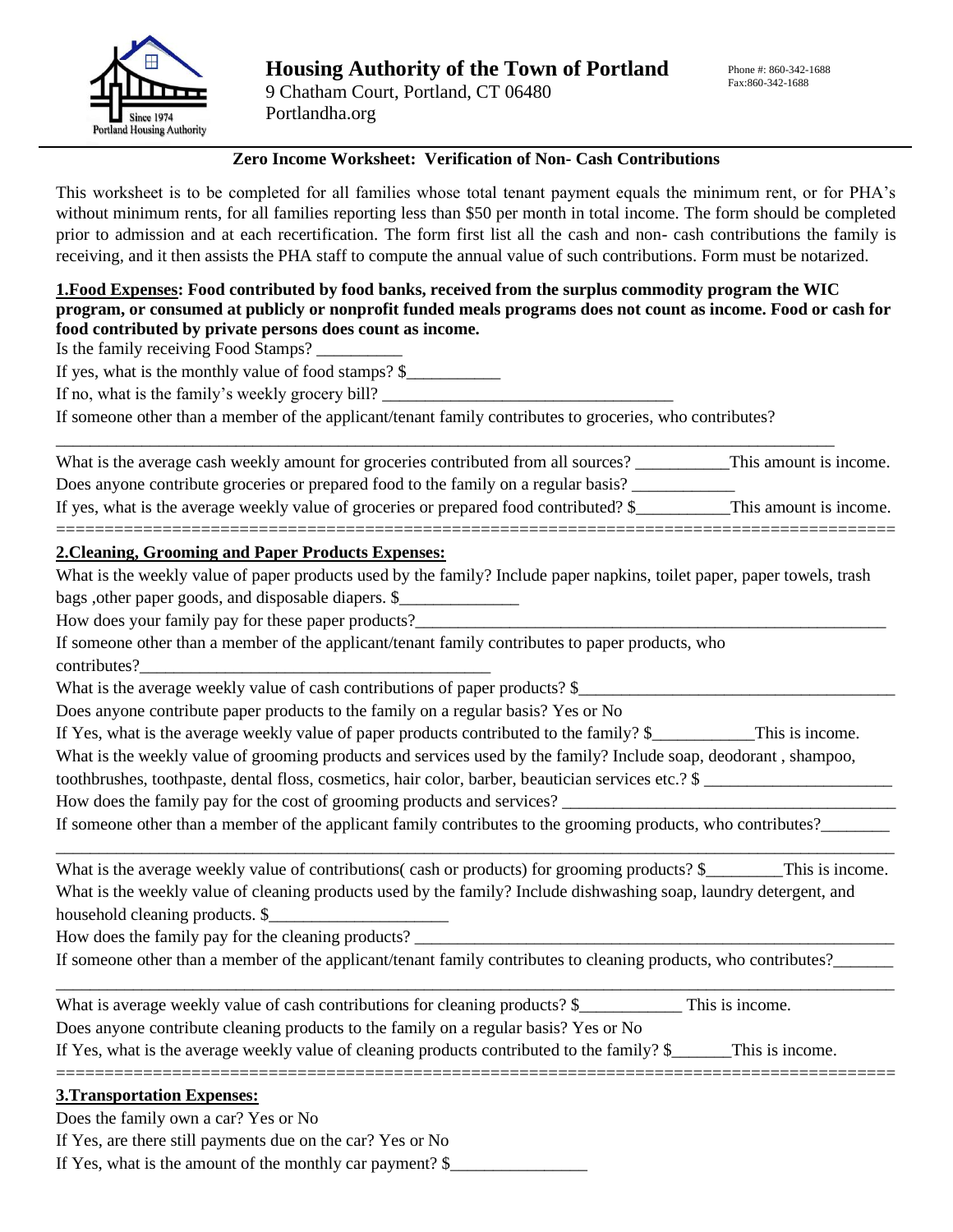# Housing Authority of the Town of Portland

9 Chatham Court, Portland, CT 06480
Portlandha.org

Phone #: 860-342-1688
Fax:860-342-1688

## Zero Income Worksheet: Verification of Non- Cash Contributions

This worksheet is to be completed for all families whose total tenant payment equals the minimum rent, or for PHA's without minimum rents, for all families reporting less than $50 per month in total income. The form should be completed prior to admission and at each recertification. The form first list all the cash and non- cash contributions the family is receiving, and it then assists the PHA staff to compute the annual value of such contributions. Form must be notarized.

**1.Food Expenses: Food contributed by food banks, received from the surplus commodity program the WIC program, or consumed at publicly or nonprofit funded meals programs does not count as income. Food or cash for food contributed by private persons does count as income.**

Is the family receiving Food Stamps? __________

If yes, what is the monthly value of food stamps? $___________

If no, what is the family's weekly grocery bill? _________________________________

If someone other than a member of the applicant/tenant family contributes to groceries, who contributes?

_____________________________________________________________________________________________

What is the average cash weekly amount for groceries contributed from all sources? ___________This amount is income.

Does anyone contribute groceries or prepared food to the family on a regular basis? ____________

If yes, what is the average weekly value of groceries or prepared food contributed? $___________This amount is income.

==========================================================================================

**2.Cleaning, Grooming and Paper Products Expenses:**

What is the weekly value of paper products used by the family? Include paper napkins, toilet paper, paper towels, trash bags ,other paper goods, and disposable diapers. $______________

How does your family pay for these paper products?__________________________________________________________

If someone other than a member of the applicant/tenant family contributes to paper products, who contributes?__________________________________________

What is the average weekly value of cash contributions of paper products? $_____________________________________

Does anyone contribute paper products to the family on a regular basis? Yes or No

If Yes, what is the average weekly value of paper products contributed to the family? $____________This is income.

What is the weekly value of grooming products and services used by the family? Include soap, deodorant , shampoo, toothbrushes, toothpaste, dental floss, cosmetics, hair color, barber, beautician services etc.? $ ______________________

How does the family pay for the cost of grooming products and services? ________________________________________

If someone other than a member of the applicant family contributes to the grooming products, who contributes?________

_____________________________________________________________________________________________

What is the average weekly value of contributions( cash or products) for grooming products? $_________This is income.

What is the weekly value of cleaning products used by the family? Include dishwashing soap, laundry detergent, and household cleaning products. $_____________________

How does the family pay for the cleaning products? __________________________________________________________

If someone other than a member of the applicant/tenant family contributes to cleaning products, who contributes?_______

_____________________________________________________________________________________________

What is average weekly value of cash contributions for cleaning products? $____________ This is income.

Does anyone contribute cleaning products to the family on a regular basis? Yes or No

If Yes, what is the average weekly value of cleaning products contributed to the family? $_______This is income.

==========================================================================================

**3.Transportation Expenses:**

Does the family own a car? Yes or No

If Yes, are there still payments due on the car? Yes or No

If Yes, what is the amount of the monthly car payment? $________________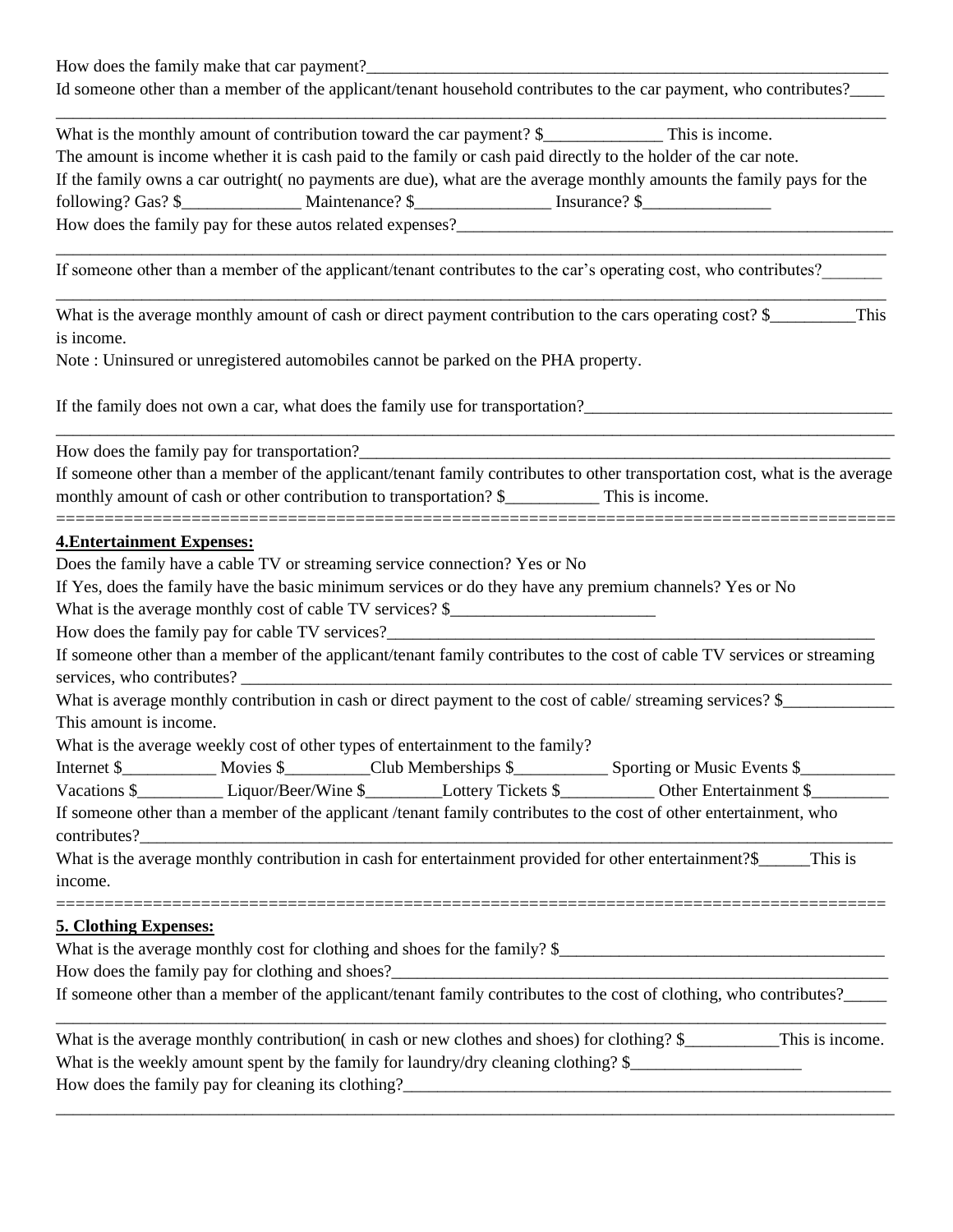How does the family make that car payment?_______________________________________________________________

Id someone other than a member of the applicant/tenant household contributes to the car payment, who contributes?____
_____________________________________________________________________________________________________

What is the monthly amount of contribution toward the car payment? $______________ This is income.

The amount is income whether it is cash paid to the family or cash paid directly to the holder of the car note.

If the family owns a car outright( no payments are due), what are the average monthly amounts the family pays for the following? Gas? $______________ Maintenance? $________________ Insurance? $_______________

How does the family pay for these autos related expenses?______________________________________________________
_____________________________________________________________________________________________________

If someone other than a member of the applicant/tenant contributes to the car's operating cost, who contributes?_______
_____________________________________________________________________________________________________

What is the average monthly amount of cash or direct payment contribution to the cars operating cost? $__________This is income.

Note : Uninsured or unregistered automobiles cannot be parked on the PHA property.

If the family does not own a car, what does the family use for transportation?____________________________________
_____________________________________________________________________________________________________

How does the family pay for transportation?_________________________________________________________________

If someone other than a member of the applicant/tenant family contributes to other transportation cost, what is the average monthly amount of cash or other contribution to transportation? $___________ This is income.

=====================================================================================

**4.Entertainment Expenses:**

Does the family have a cable TV or streaming service connection? Yes or No

If Yes, does the family have the basic minimum services or do they have any premium channels? Yes or No

What is the average monthly cost of cable TV services? $_________________________

How does the family pay for cable TV services?_____________________________________________________________

If someone other than a member of the applicant/tenant family contributes to the cost of cable TV services or streaming services, who contributes? _________________________________________________________________________________

What is average monthly contribution in cash or direct payment to the cost of cable/ streaming services? $_____________ This amount is income.

What is the average weekly cost of other types of entertainment to the family?

Internet $___________ Movies $__________Club Memberships $___________ Sporting or Music Events $___________

Vacations $__________ Liquor/Beer/Wine $_________Lottery Tickets $___________ Other Entertainment $_________

If someone other than a member of the applicant /tenant family contributes to the cost of other entertainment, who contributes?___________________________________________________________________________________________

What is the average monthly contribution in cash for entertainment provided for other entertainment?$______This is income.

=====================================================================================

**5. Clothing Expenses:**

What is the average monthly cost for clothing and shoes for the family? $_______________________________________

How does the family pay for clothing and shoes?______________________________________________________________

If someone other than a member of the applicant/tenant family contributes to the cost of clothing, who contributes?_____
_____________________________________________________________________________________________________

What is the average monthly contribution( in cash or new clothes and shoes) for clothing? $___________This is income.

What is the weekly amount spent by the family for laundry/dry cleaning clothing? $_____________________

How does the family pay for cleaning its clothing?____________________________________________________________
_____________________________________________________________________________________________________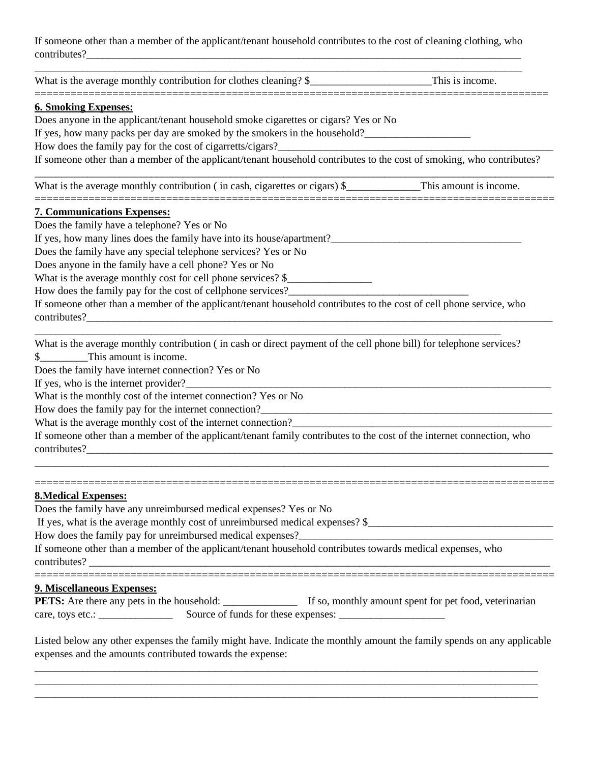If someone other than a member of the applicant/tenant household contributes to the cost of cleaning clothing, who contributes?_____________________________________________________________________________________

_____________________________________________________________________________________________

What is the average monthly contribution for clothes cleaning? $______________________This is income.

=========================================================================================

**6. Smoking Expenses:**

Does anyone in the applicant/tenant household smoke cigarettes or cigars? Yes or No

If yes, how many packs per day are smoked by the smokers in the household?____________________

How does the family pay for the cost of cigarretts/cigars?_____________________________________________________

If someone other than a member of the applicant/tenant household contributes to the cost of smoking, who contributes?

_____________________________________________________________________________________________

What is the average monthly contribution ( in cash, cigarettes or cigars) $_____________This amount is income.

=========================================================================================

**7. Communications Expenses:**

Does the family have a telephone? Yes or No

If yes, how many lines does the family have into its house/apartment?__________________________________

Does the family have any special telephone services? Yes or No

Does anyone in the family have a cell phone? Yes or No

What is the average monthly cost for cell phone services? $________________

How does the family pay for the cost of cellphone services?__________________________________

If someone other than a member of the applicant/tenant household contributes to the cost of cell phone service, who contributes?_____________________________________________________________________________________

_____________________________________________________________________________________________

What is the average monthly contribution ( in cash or direct payment of the cell phone bill) for telephone services? $_________This amount is income.

Does the family have internet connection? Yes or No

If yes, who is the internet provider?__________________________________________________________________

What is the monthly cost of the internet connection? Yes or No

How does the family pay for the internet connection?_____________________________________________________

What is the average monthly cost of the internet connection?__________________________________________________

If someone other than a member of the applicant/tenant family contributes to the cost of the internet connection, who contributes?_____________________________________________________________________________________

_____________________________________________________________________________________________

=========================================================================================

**8.Medical Expenses:**

Does the family have any unreimbursed medical expenses? Yes or No

If yes, what is the average monthly cost of unreimbursed medical expenses? $___________________________________

How does the family pay for unreimbursed medical expenses?_________________________________________________

If someone other than a member of the applicant/tenant household contributes towards medical expenses, who contributes? ____________________________________________________________________________________

=========================================================================================

**9. Miscellaneous Expenses:**

**PETS:** Are there any pets in the household: ______________ If so, monthly amount spent for pet food, veterinarian care, toys etc.: ______________ Source of funds for these expenses: ____________________

Listed below any other expenses the family might have. Indicate the monthly amount the family spends on any applicable expenses and the amounts contributed towards the expense:

_____________________________________________________________________________________________

_____________________________________________________________________________________________

_____________________________________________________________________________________________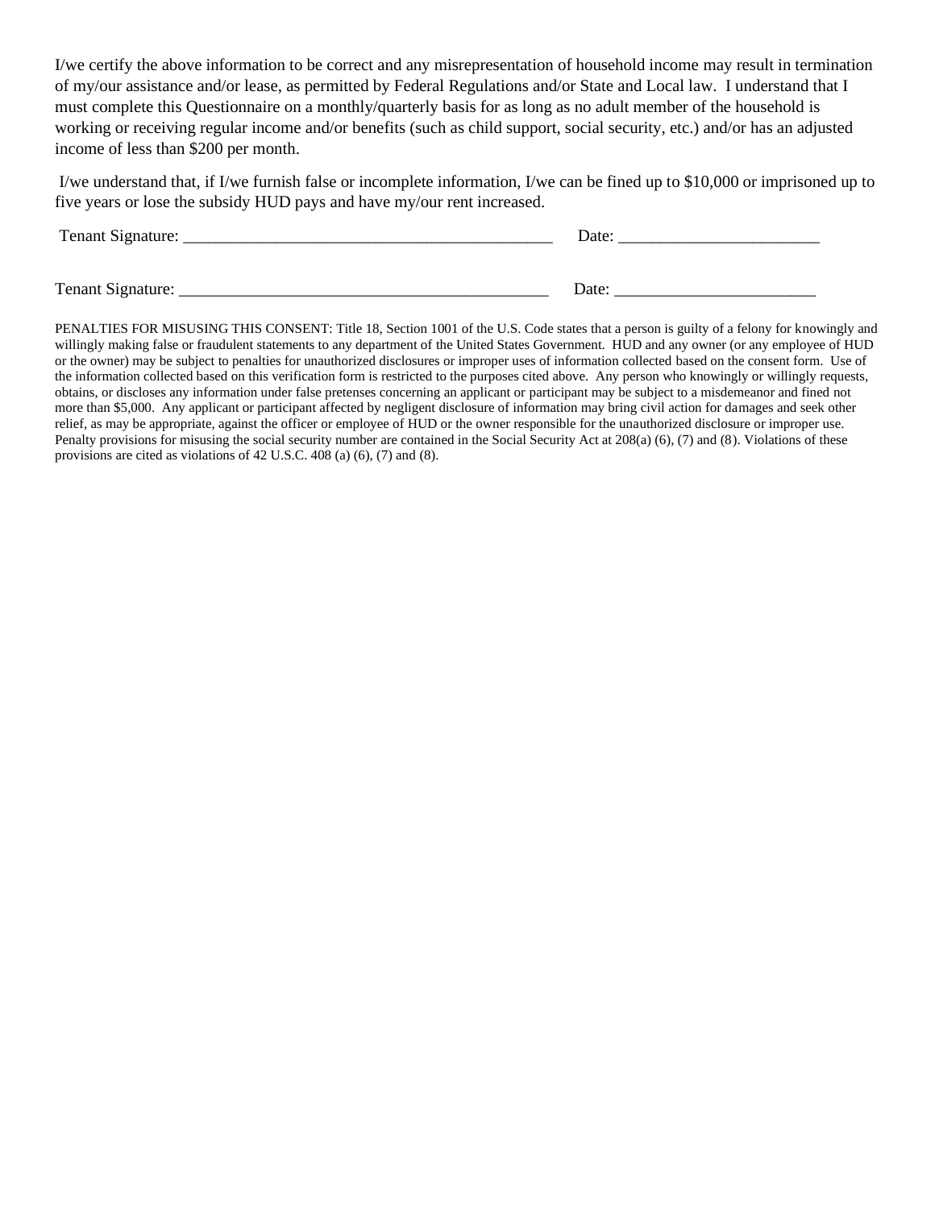I/we certify the above information to be correct and any misrepresentation of household income may result in termination of my/our assistance and/or lease, as permitted by Federal Regulations and/or State and Local law. I understand that I must complete this Questionnaire on a monthly/quarterly basis for as long as no adult member of the household is working or receiving regular income and/or benefits (such as child support, social security, etc.) and/or has an adjusted income of less than $200 per month.

I/we understand that, if I/we furnish false or incomplete information, I/we can be fined up to $10,000 or imprisoned up to five years or lose the subsidy HUD pays and have my/our rent increased.

Tenant Signature: _____________________________________________ Date: ________________________

Tenant Signature: _____________________________________________ Date: ________________________

PENALTIES FOR MISUSING THIS CONSENT: Title 18, Section 1001 of the U.S. Code states that a person is guilty of a felony for knowingly and willingly making false or fraudulent statements to any department of the United States Government. HUD and any owner (or any employee of HUD or the owner) may be subject to penalties for unauthorized disclosures or improper uses of information collected based on the consent form. Use of the information collected based on this verification form is restricted to the purposes cited above. Any person who knowingly or willingly requests, obtains, or discloses any information under false pretenses concerning an applicant or participant may be subject to a misdemeanor and fined not more than $5,000. Any applicant or participant affected by negligent disclosure of information may bring civil action for damages and seek other relief, as may be appropriate, against the officer or employee of HUD or the owner responsible for the unauthorized disclosure or improper use. Penalty provisions for misusing the social security number are contained in the Social Security Act at 208(a) (6), (7) and (8). Violations of these provisions are cited as violations of 42 U.S.C. 408 (a) (6), (7) and (8).